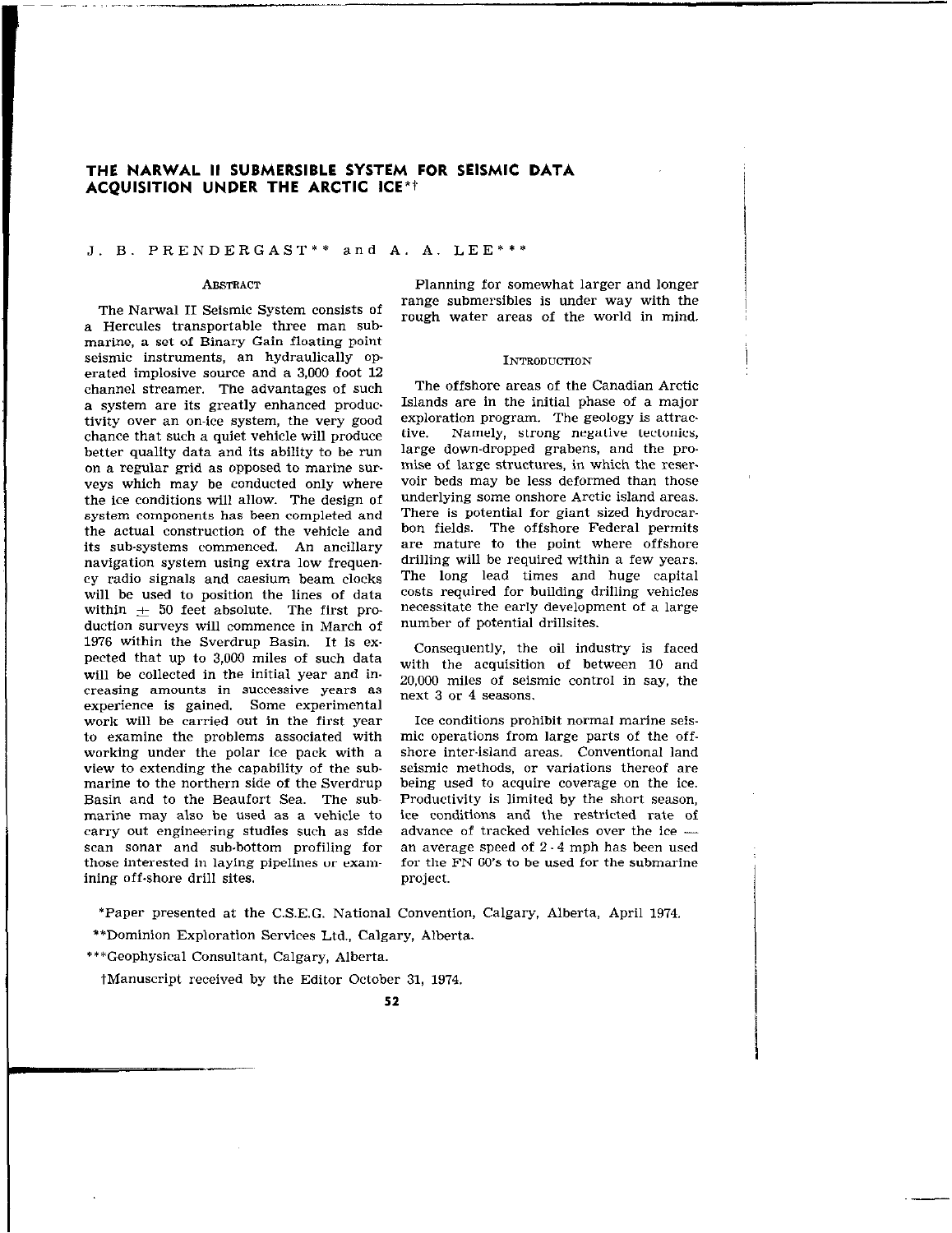# THE NARWAL II SUBMERSIBLE SYSTEM FOR SEISMIC DATA ACQUISITION UNDER THE ARCTIC ICE*†

J. B. PRENDERGAST** and A. A. LEE***

## Abstract

The Narwal II Seismic System consists of a Hercules transportable three man submarine, a set of Binary Gain floating point seismic instruments, an hydraulically operated implosive source and a 3,000 foot 12 channel streamer. The advantages of such a system are its greatly enhanced productivity over an on-ice system, the very good chance that such a quiet vehicle will produce better quality data and its ability to be run on a regular grid as opposed to marine surveys which may be conducted only where the ice conditions will allow. The design of system components has been completed and the actual construction of the vehicle and its sub-systems commenced. An ancillary navigation system using extra low frequency radio signals and caesium beam clocks will be used to position the lines of data within ± 50 feet absolute. The first production surveys will commence in March of 1976 within the Sverdrup Basin. It is expected that up to 3,000 miles of such data will be collected in the initial year and increasing amounts in successive years as experience is gained. Some experimental work will be carried out in the first year to examine the problems associated with working under the polar ice pack with a view to extending the capability of the submarine to the northern side of the Sverdrup Basin and to the Beaufort Sea. The submarine may also be used as a vehicle to carry out engineering studies such as side scan sonar and sub-bottom profiling for those interested in laying pipelines or examining off-shore drill sites.

Planning for somewhat larger and longer range submersibles is under way with the rough water areas of the world in mind.

## Introduction

The offshore areas of the Canadian Arctic Islands are in the initial phase of a major exploration program. The geology is attractive. Namely, strong negative tectonics, large down-dropped grabens, and the promise of large structures, in which the reservoir beds may be less deformed than those underlying some onshore Arctic island areas. There is potential for giant sized hydrocarbon fields. The offshore Federal permits are mature to the point where offshore drilling will be required within a few years. The long lead times and huge capital costs required for building drilling vehicles necessitate the early development of a large number of potential drillsites.

Consequently, the oil industry is faced with the acquisition of between 10 and 20,000 miles of seismic control in say, the next 3 or 4 seasons.

Ice conditions prohibit normal marine seismic operations from large parts of the offshore inter-island areas. Conventional land seismic methods, or variations thereof are being used to acquire coverage on the ice. Productivity is limited by the short season, ice conditions and the restricted rate of advance of tracked vehicles over the ice — an average speed of 2 - 4 mph has been used for the FN 60's to be used for the submarine project.

*Paper presented at the C.S.E.G. National Convention, Calgary, Alberta, April 1974.

**Dominion Exploration Services Ltd., Calgary, Alberta.

***Geophysical Consultant, Calgary, Alberta.

†Manuscript received by the Editor October 31, 1974.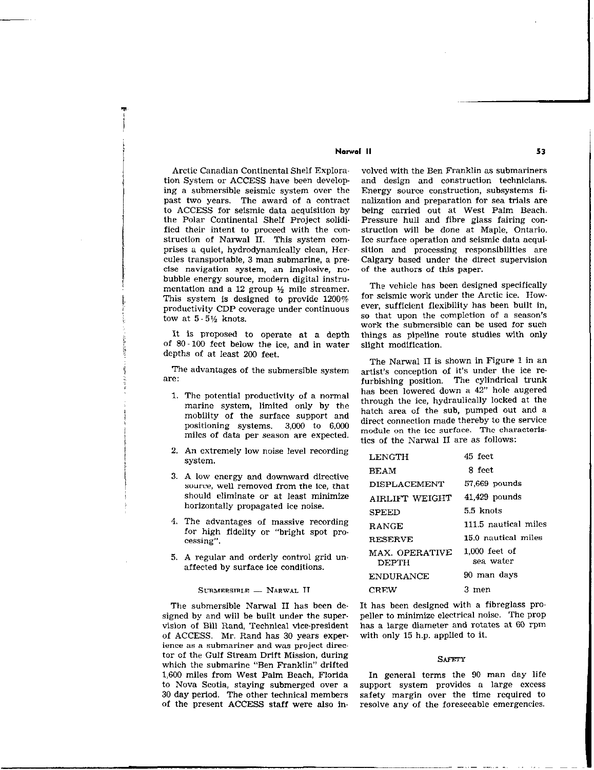Arctic Canadian Continental Shelf Exploration System or ACCESS have been developing a submersible seismic system over the past two years. The award of a contract to ACCESS for seismic data acquisition by the Polar Continental Shelf Project solidified their intent to proceed with the construction of Narwal II. This system comprises a quiet, hydrodynamically clean, Hercules transportable, 3 man submarine, a precise navigation system, an implosive, no-bubble energy source, modern digital instrumentation and a 12 group ½ mile streamer. This system is designed to provide 1200% productivity CDP coverage under continuous tow at 5 - 5½ knots.

It is proposed to operate at a depth of 80 - 100 feet below the ice, and in water depths of at least 200 feet.

The advantages of the submersible system are:

1. The potential productivity of a normal marine system, limited only by the mobility of the surface support and positioning systems. 3,000 to 6,000 miles of data per season are expected.
2. An extremely low noise level recording system.
3. A low energy and downward directive source, well removed from the ice, that should eliminate or at least minimize horizontally propagated ice noise.
4. The advantages of massive recording for high fidelity or "bright spot processing".
5. A regular and orderly control grid unaffected by surface ice conditions.

## Submersible — Narwal II

The submersible Narwal II has been designed by and will be built under the supervision of Bill Rand, Technical vice-president of ACCESS. Mr. Rand has 30 years experience as a submariner and was project director of the Gulf Stream Drift Mission, during which the submarine "Ben Franklin" drifted 1,600 miles from West Palm Beach, Florida to Nova Scotia, staying submerged over a 30 day period. The other technical members of the present ACCESS staff were also involved with the Ben Franklin as submariners and design and construction technicians. Energy source construction, subsystems finalization and preparation for sea trials are being carried out at West Palm Beach. Pressure hull and fibre glass fairing construction will be done at Maple, Ontario. Ice surface operation and seismic data acquisition and processing responsibilities are Calgary based under the direct supervision of the authors of this paper.

The vehicle has been designed specifically for seismic work under the Arctic ice. However, sufficient flexibility has been built in, so that upon the completion of a season's work the submersible can be used for such things as pipeline route studies with only slight modification.

The Narwal II is shown in Figure 1 in an artist's conception of it's under the ice refurbishing position. The cylindrical trunk has been lowered down a 42" hole augered through the ice, hydraulically locked at the hatch area of the sub, pumped out and a direct connection made thereby to the service module on the ice surface. The characteristics of the Narwal II are as follows:

| | |
|---|---|
| LENGTH | 45 feet |
| BEAM | 8 feet |
| DISPLACEMENT | 57,669 pounds |
| AIRLIFT WEIGHT | 41,429 pounds |
| SPEED | 5.5 knots |
| RANGE | 111.5 nautical miles |
| RESERVE | 15.0 nautical miles |
| MAX. OPERATIVE DEPTH | 1,000 feet of sea water |
| ENDURANCE | 90 man days |
| CREW | 3 men |

It has been designed with a fibreglass propeller to minimize electrical noise. The prop has a large diameter and rotates at 60 rpm with only 15 h.p. applied to it.

## Safety

In general terms the 90 man day life support system provides a large excess safety margin over the time required to resolve any of the foreseeable emergencies.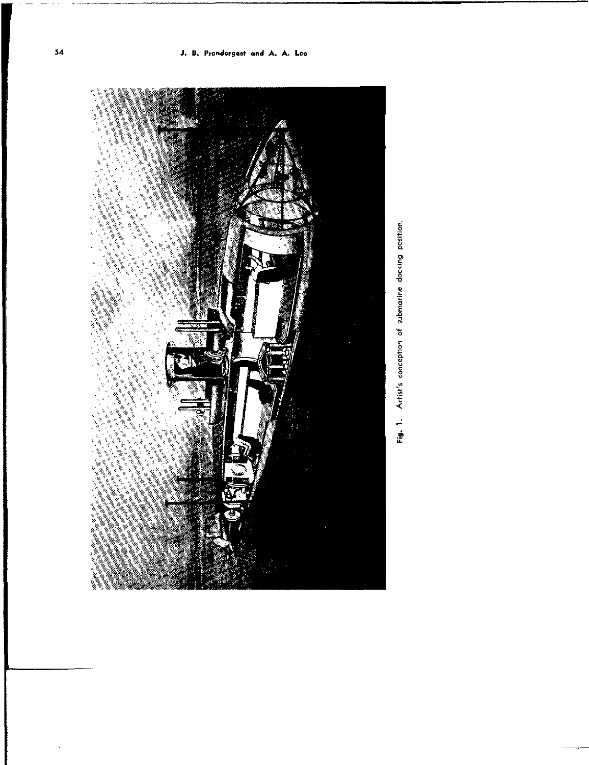Fig. 1. Artist's conception of submarine docking position.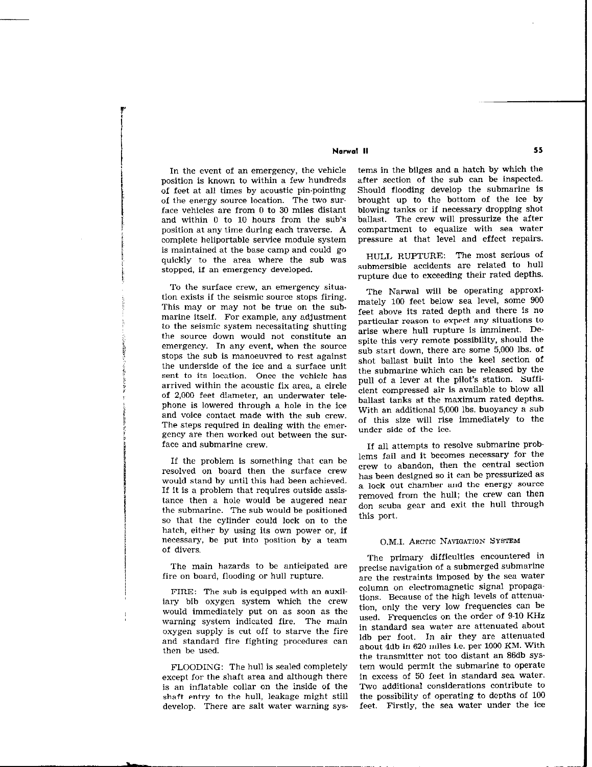In the event of an emergency, the vehicle position is known to within a few hundreds of feet at all times by acoustic pin-pointing of the energy source location. The two surface vehicles are from 0 to 30 miles distant and within 0 to 10 hours from the sub's position at any time during each traverse. A complete heliportable service module system is maintained at the base camp and could go quickly to the area where the sub was stopped, if an emergency developed.

To the surface crew, an emergency situation exists if the seismic source stops firing. This may or may not be true on the submarine itself. For example, any adjustment to the seismic system necessitating shutting the source down would not constitute an emergency. In any event, when the source stops the sub is manoeuvred to rest against the underside of the ice and a surface unit sent to its location. Once the vehicle has arrived within the acoustic fix area, a circle of 2,000 feet diameter, an underwater telephone is lowered through a hole in the ice and voice contact made with the sub crew. The steps required in dealing with the emergency are then worked out between the surface and submarine crew.

If the problem is something that can be resolved on board then the surface crew would stand by until this had been achieved. If it is a problem that requires outside assistance then a hole would be augered near the submarine. The sub would be positioned so that the cylinder could lock on to the hatch, either by using its own power or, if necessary, be put into position by a team of divers.

The main hazards to be anticipated are fire on board, flooding or hull rupture.

FIRE: The sub is equipped with an auxiliary bib oxygen system which the crew would immediately put on as soon as the warning system indicated fire. The main oxygen supply is cut off to starve the fire and standard fire fighting procedures can then be used.

FLOODING: The hull is sealed completely except for the shaft area and although there is an inflatable collar on the inside of the shaft entry to the hull, leakage might still develop. There are salt water warning systems in the bilges and a hatch by which the after section of the sub can be inspected. Should flooding develop the submarine is brought up to the bottom of the ice by blowing tanks or if necessary dropping shot ballast. The crew will pressurize the after compartment to equalize with sea water pressure at that level and effect repairs.

HULL RUPTURE: The most serious of submersible accidents are related to hull rupture due to exceeding their rated depths.

The Narwal will be operating approximately 100 feet below sea level, some 900 feet above its rated depth and there is no particular reason to expect any situations to arise where hull rupture is imminent. Despite this very remote possibility, should the sub start down, there are some 5,000 lbs. of shot ballast built into the keel section of the submarine which can be released by the pull of a lever at the pilot's station. Sufficient compressed air is available to blow all ballast tanks at the maximum rated depths. With an additional 5,000 lbs. buoyancy a sub of this size will rise immediately to the under side of the ice.

If all attempts to resolve submarine problems fail and it becomes necessary for the crew to abandon, then the central section has been designed so it can be pressurized as a lock out chamber and the energy source removed from the hull; the crew can then don scuba gear and exit the hull through this port.

## O.M.I. Arctic Navigation System

The primary difficulties encountered in precise navigation of a submerged submarine are the restraints imposed by the sea water column on electromagnetic signal propagations. Because of the high levels of attenuation, only the very low frequencies can be used. Frequencies on the order of 9-10 KHz in standard sea water are attenuated about 1db per foot. In air they are attenuated about 4db in 620 miles i.e. per 1000 KM. With the transmitter not too distant an 86db system would permit the submarine to operate in excess of 50 feet in standard sea water. Two additional considerations contribute to the possibility of operating to depths of 100 feet. Firstly, the sea water under the ice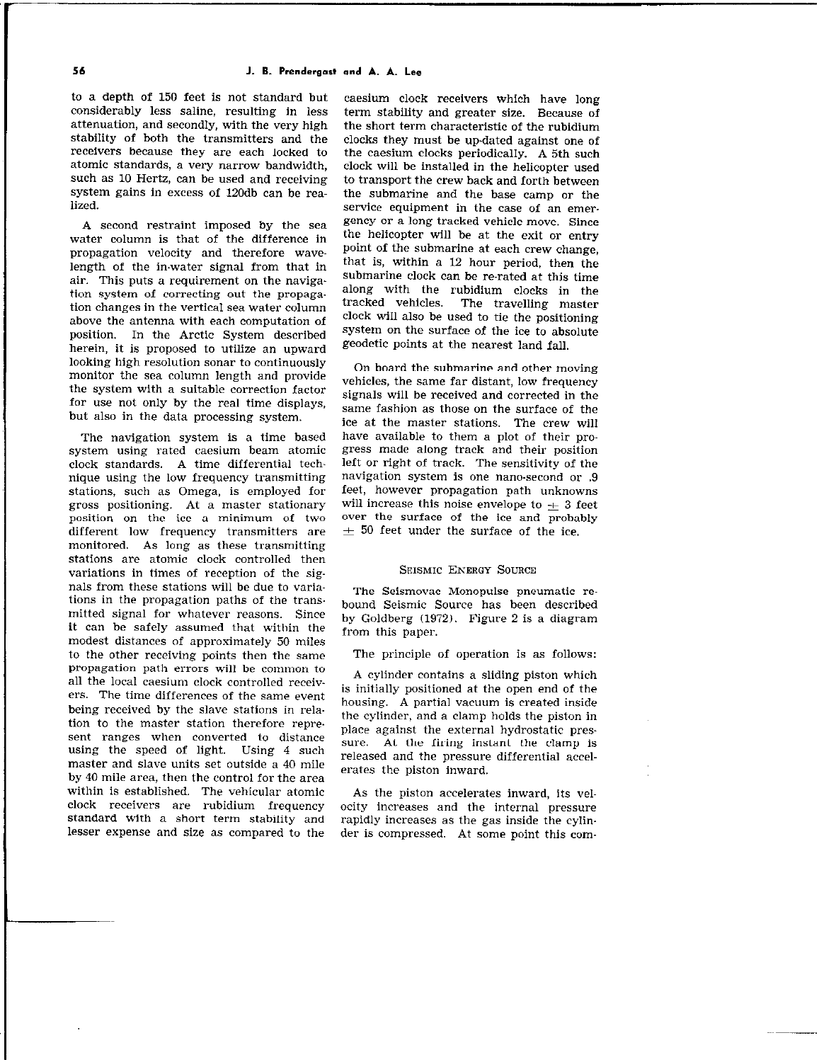to a depth of 150 feet is not standard but considerably less saline, resulting in less attenuation, and secondly, with the very high stability of both the transmitters and the receivers because they are each locked to atomic standards, a very narrow bandwidth, such as 10 Hertz, can be used and receiving system gains in excess of 120db can be realized.

A second restraint imposed by the sea water column is that of the difference in propagation velocity and therefore wavelength of the in-water signal from that in air. This puts a requirement on the navigation system of correcting out the propagation changes in the vertical sea water column above the antenna with each computation of position. In the Arctic System described herein, it is proposed to utilize an upward looking high resolution sonar to continuously monitor the sea column length and provide the system with a suitable correction factor for use not only by the real time displays, but also in the data processing system.

The navigation system is a time based system using rated caesium beam atomic clock standards. A time differential technique using the low frequency transmitting stations, such as Omega, is employed for gross positioning. At a master stationary position on the ice a minimum of two different low frequency transmitters are monitored. As long as these transmitting stations are atomic clock controlled then variations in times of reception of the signals from these stations will be due to variations in the propagation paths of the transmitted signal for whatever reasons. Since it can be safely assumed that within the modest distances of approximately 50 miles to the other receiving points then the same propagation path errors will be common to all the local caesium clock controlled receivers. The time differences of the same event being received by the slave stations in relation to the master station therefore represent ranges when converted to distance using the speed of light. Using 4 such master and slave units set outside a 40 mile by 40 mile area, then the control for the area within is established. The vehicular atomic clock receivers are rubidium frequency standard with a short term stability and lesser expense and size as compared to the caesium clock receivers which have long term stability and greater size. Because of the short term characteristic of the rubidium clocks they must be up-dated against one of the caesium clocks periodically. A 5th such clock will be installed in the helicopter used to transport the crew back and forth between the submarine and the base camp or the service equipment in the case of an emergency or a long tracked vehicle move. Since the helicopter will be at the exit or entry point of the submarine at each crew change, that is, within a 12 hour period, then the submarine clock can be re-rated at this time along with the rubidium clocks in the tracked vehicles. The travelling master clock will also be used to tie the positioning system on the surface of the ice to absolute geodetic points at the nearest land fall.

On board the submarine and other moving vehicles, the same far distant, low frequency signals will be received and corrected in the same fashion as those on the surface of the ice at the master stations. The crew will have available to them a plot of their progress made along track and their position left or right of track. The sensitivity of the navigation system is one nano-second or .9 feet, however propagation path unknowns will increase this noise envelope to ± 3 feet over the surface of the ice and probably ± 50 feet under the surface of the ice.

## Seismic Energy Source

The Seismovac Monopulse pneumatic rebound Seismic Source has been described by Goldberg (1972). Figure 2 is a diagram from this paper.

The principle of operation is as follows:

A cylinder contains a sliding piston which is initially positioned at the open end of the housing. A partial vacuum is created inside the cylinder, and a clamp holds the piston in place against the external hydrostatic pressure. At the firing instant the clamp is released and the pressure differential accelerates the piston inward.

As the piston accelerates inward, its velocity increases and the internal pressure rapidly increases as the gas inside the cylinder is compressed. At some point this com-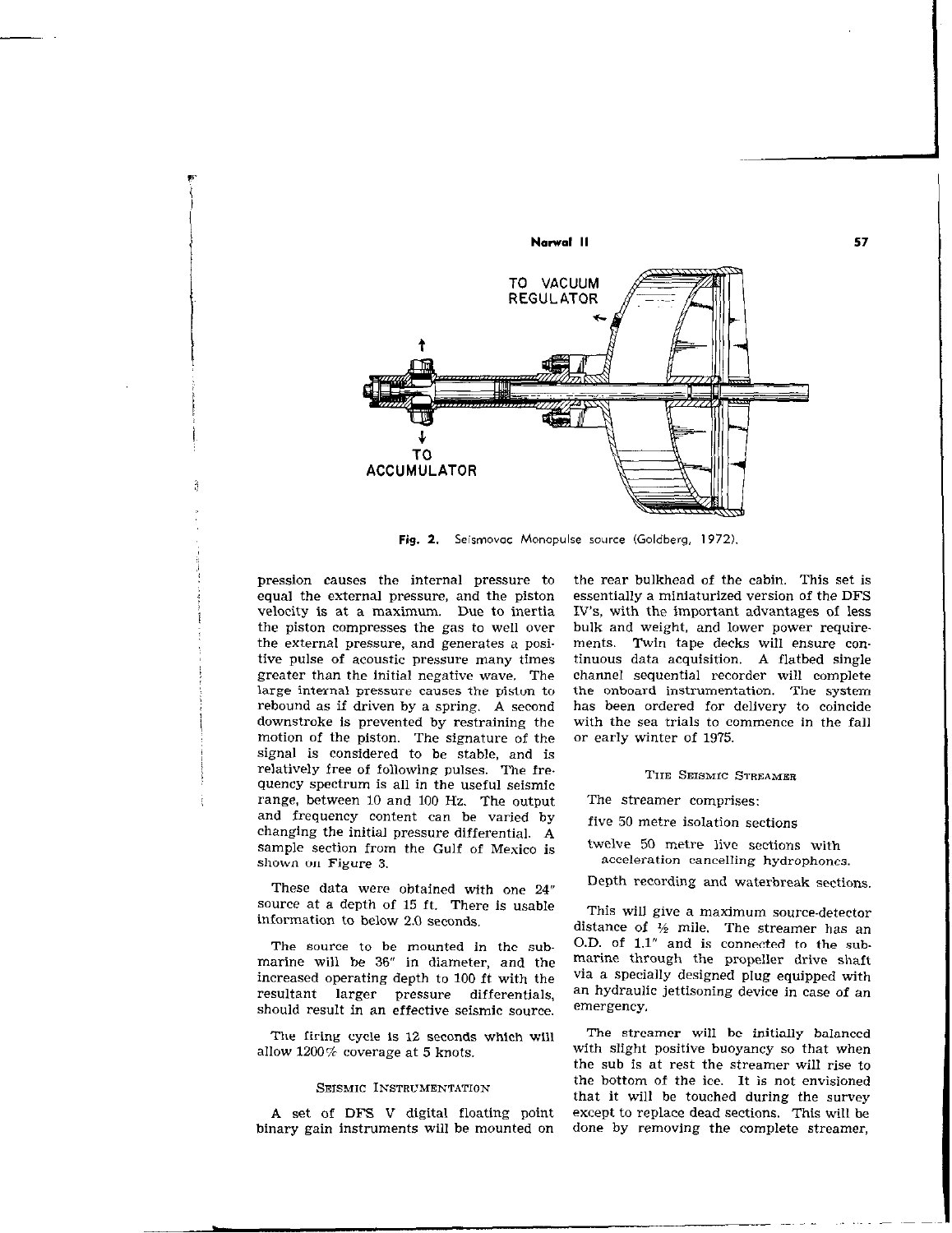Fig. 2. Seismovac Monopulse source (Goldberg, 1972).

pression causes the internal pressure to equal the external pressure, and the piston velocity is at a maximum. Due to inertia the piston compresses the gas to well over the external pressure, and generates a positive pulse of acoustic pressure many times greater than the initial negative wave. The large internal pressure causes the piston to rebound as if driven by a spring. A second downstroke is prevented by restraining the motion of the piston. The signature of the signal is considered to be stable, and is relatively free of following pulses. The frequency spectrum is all in the useful seismic range, between 10 and 100 Hz. The output and frequency content can be varied by changing the initial pressure differential. A sample section from the Gulf of Mexico is shown on Figure 3.

These data were obtained with one 24" source at a depth of 15 ft. There is usable information to below 2.0 seconds.

The source to be mounted in the submarine will be 36" in diameter, and the increased operating depth to 100 ft with the resultant larger pressure differentials, should result in an effective seismic source.

The firing cycle is 12 seconds which will allow 1200% coverage at 5 knots.

## Seismic Instrumentation

A set of DFS V digital floating point binary gain instruments will be mounted on the rear bulkhead of the cabin. This set is essentially a miniaturized version of the DFS IV's, with the important advantages of less bulk and weight, and lower power requirements. Twin tape decks will ensure continuous data acquisition. A flatbed single channel sequential recorder will complete the onboard instrumentation. The system has been ordered for delivery to coincide with the sea trials to commence in the fall or early winter of 1975.

## The Seismic Streamer

The streamer comprises:

five 50 metre isolation sections

twelve 50 metre live sections with acceleration cancelling hydrophones.

Depth recording and waterbreak sections.

This will give a maximum source-detector distance of ½ mile. The streamer has an O.D. of 1.1" and is connected to the submarine through the propeller drive shaft via a specially designed plug equipped with an hydraulic jettisoning device in case of an emergency.

The streamer will be initially balanced with slight positive buoyancy so that when the sub is at rest the streamer will rise to the bottom of the ice. It is not envisioned that it will be touched during the survey except to replace dead sections. This will be done by removing the complete streamer,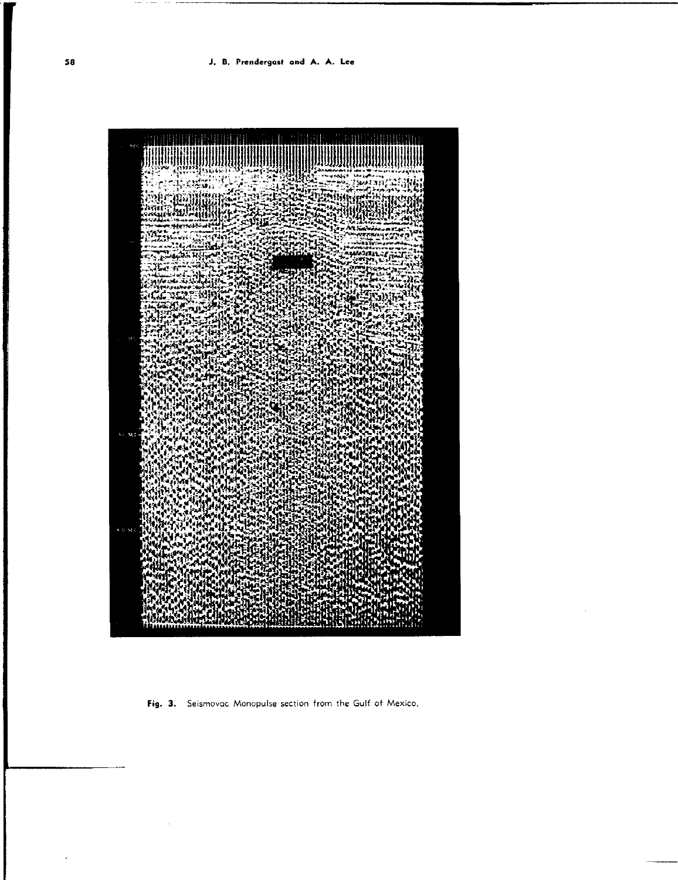**Fig. 3.** Seismovac Monopulse section from the Gulf of Mexico.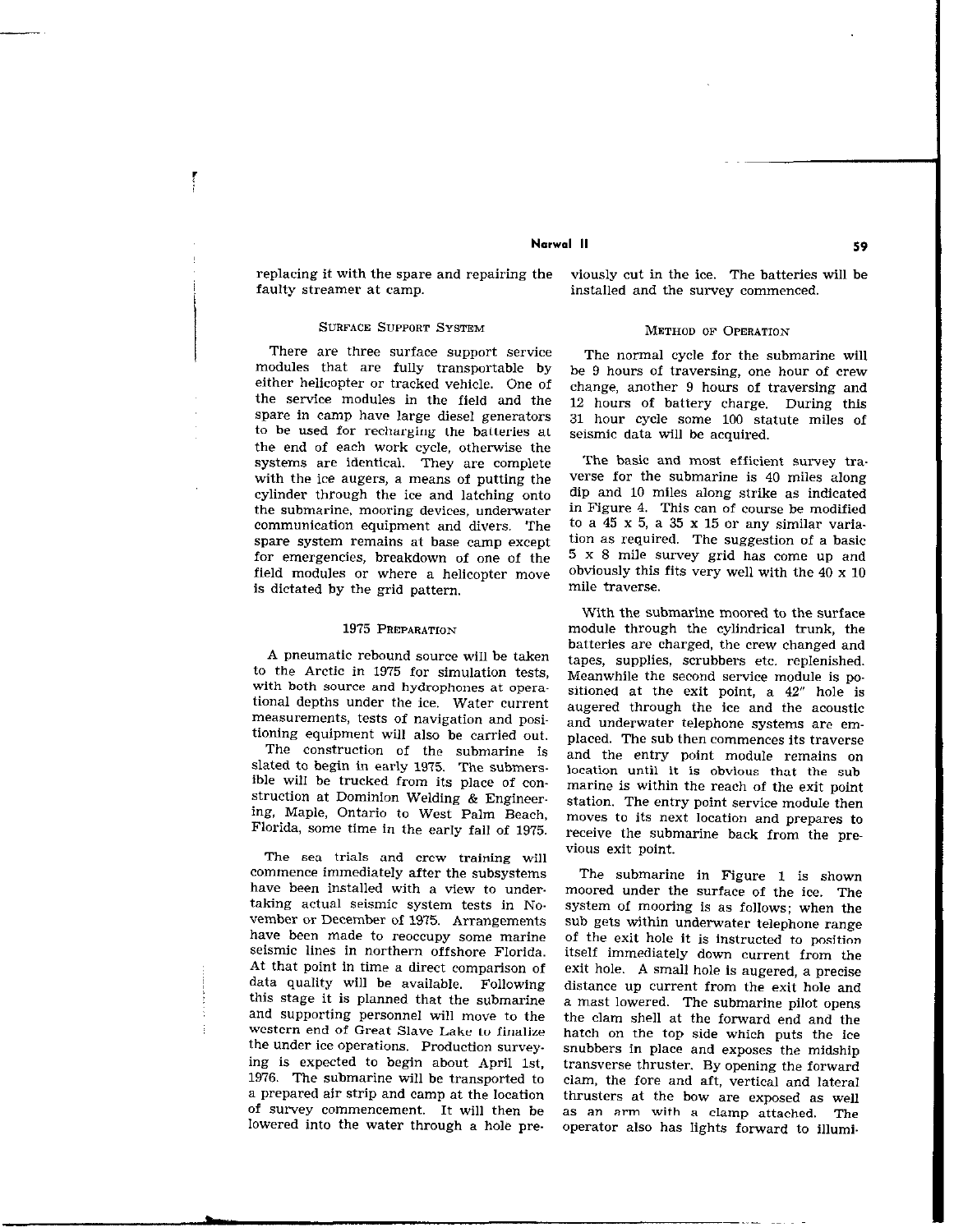replacing it with the spare and repairing the faulty streamer at camp.

## Surface Support System

There are three surface support service modules that are fully transportable by either helicopter or tracked vehicle. One of the service modules in the field and the spare in camp have large diesel generators to be used for recharging the batteries at the end of each work cycle, otherwise the systems are identical. They are complete with the ice augers, a means of putting the cylinder through the ice and latching onto the submarine, mooring devices, underwater communication equipment and divers. The spare system remains at base camp except for emergencies, breakdown of one of the field modules or where a helicopter move is dictated by the grid pattern.

## 1975 Preparation

A pneumatic rebound source will be taken to the Arctic in 1975 for simulation tests, with both source and hydrophones at operational depths under the ice. Water current measurements, tests of navigation and positioning equipment will also be carried out.

The construction of the submarine is slated to begin in early 1975. The submersible will be trucked from its place of construction at Dominion Welding & Engineering, Maple, Ontario to West Palm Beach, Florida, some time in the early fall of 1975.

The sea trials and crew training will commence immediately after the subsystems have been installed with a view to undertaking actual seismic system tests in November or December of 1975. Arrangements have been made to reoccupy some marine seismic lines in northern offshore Florida. At that point in time a direct comparison of data quality will be available. Following this stage it is planned that the submarine and supporting personnel will move to the western end of Great Slave Lake to finalize the under ice operations. Production surveying is expected to begin about April 1st, 1976. The submarine will be transported to a prepared air strip and camp at the location of survey commencement. It will then be lowered into the water through a hole previously cut in the ice. The batteries will be installed and the survey commenced.

## Method of Operation

The normal cycle for the submarine will be 9 hours of traversing, one hour of crew change, another 9 hours of traversing and 12 hours of battery charge. During this 31 hour cycle some 100 statute miles of seismic data will be acquired.

The basic and most efficient survey traverse for the submarine is 40 miles along dip and 10 miles along strike as indicated in Figure 4. This can of course be modified to a 45 x 5, a 35 x 15 or any similar variation as required. The suggestion of a basic 5 x 8 mile survey grid has come up and obviously this fits very well with the 40 x 10 mile traverse.

With the submarine moored to the surface module through the cylindrical trunk, the batteries are charged, the crew changed and tapes, supplies, scrubbers etc. replenished. Meanwhile the second service module is positioned at the exit point, a 42" hole is augered through the ice and the acoustic and underwater telephone systems are emplaced. The sub then commences its traverse and the entry point module remains on location until it is obvious that the submarine is within the reach of the exit point station. The entry point service module then moves to its next location and prepares to receive the submarine back from the previous exit point.

The submarine in Figure 1 is shown moored under the surface of the ice. The system of mooring is as follows; when the sub gets within underwater telephone range of the exit hole it is instructed to position itself immediately down current from the exit hole. A small hole is augered, a precise distance up current from the exit hole and a mast lowered. The submarine pilot opens the clam shell at the forward end and the hatch on the top side which puts the ice snubbers in place and exposes the midship transverse thruster. By opening the forward clam, the fore and aft, vertical and lateral thrusters at the bow are exposed as well as an arm with a clamp attached. The operator also has lights forward to illumi-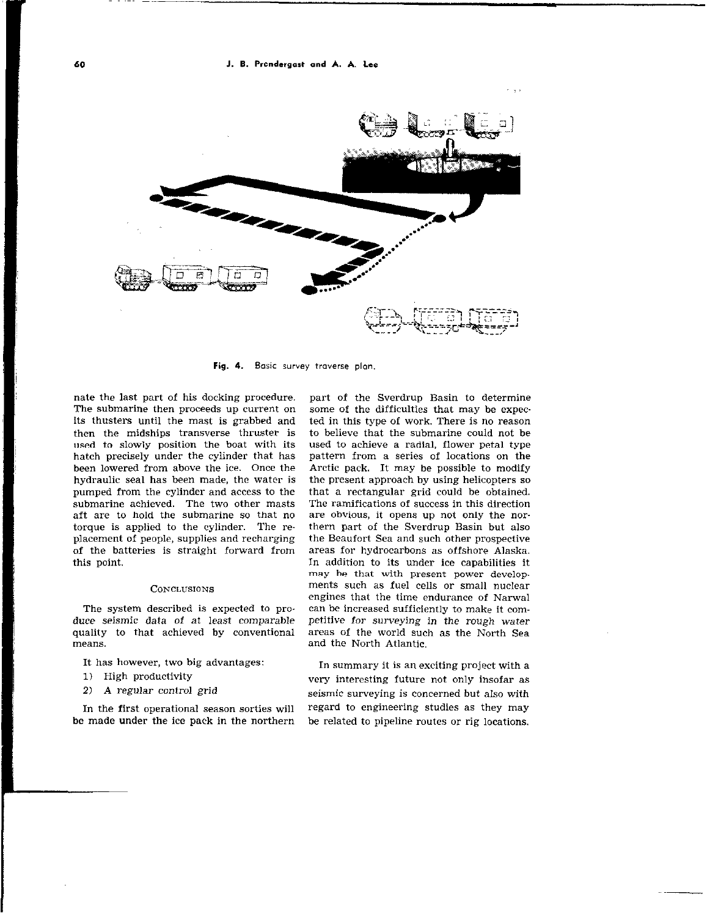Fig. 4. Basic survey traverse plan.

nate the last part of his docking procedure. The submarine then proceeds up current on its thusters until the mast is grabbed and then the midships transverse thruster is used to slowly position the boat with its hatch precisely under the cylinder that has been lowered from above the ice. Once the hydraulic seal has been made, the water is pumped from the cylinder and access to the submarine achieved. The two other masts aft are to hold the submarine so that no torque is applied to the cylinder. The replacement of people, supplies and recharging of the batteries is straight forward from this point.

## Conclusions

The system described is expected to produce seismic data of at least comparable quality to that achieved by conventional means.

It has however, two big advantages:

1) High productivity
2) A regular control grid

In the first operational season sorties will be made under the ice pack in the northern part of the Sverdrup Basin to determine some of the difficulties that may be expected in this type of work. There is no reason to believe that the submarine could not be used to achieve a radial, flower petal type pattern from a series of locations on the Arctic pack. It may be possible to modify the present approach by using helicopters so that a rectangular grid could be obtained. The ramifications of success in this direction are obvious, it opens up not only the northern part of the Sverdrup Basin but also the Beaufort Sea and such other prospective areas for hydrocarbons as offshore Alaska. In addition to its under ice capabilities it may be that with present power developments such as fuel cells or small nuclear engines that the time endurance of Narwal can be increased sufficiently to make it competitive for surveying in the rough water areas of the world such as the North Sea and the North Atlantic.

In summary it is an exciting project with a very interesting future not only insofar as seismic surveying is concerned but also with regard to engineering studies as they may be related to pipeline routes or rig locations.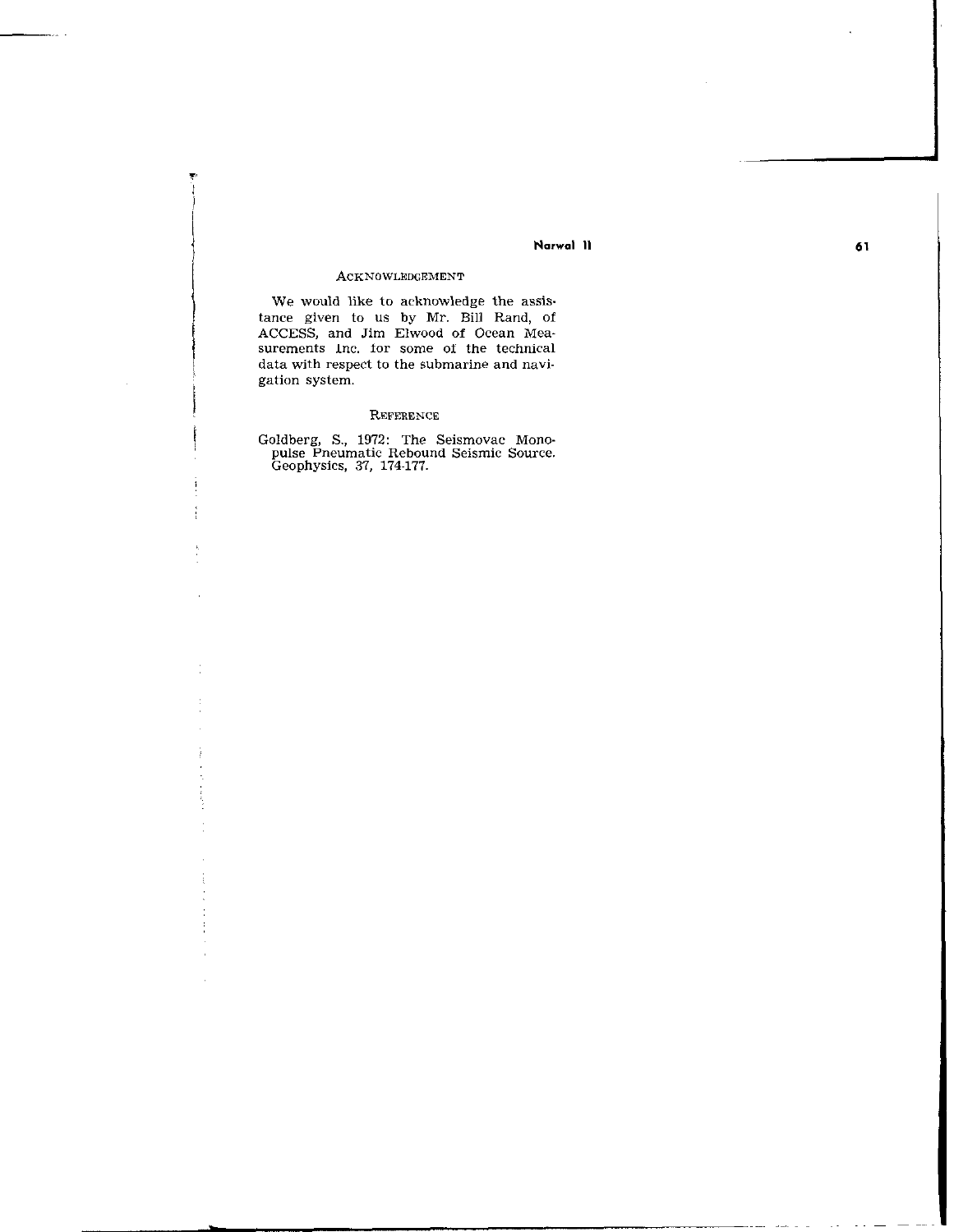## Acknowledgement

We would like to acknowledge the assistance given to us by Mr. Bill Rand, of ACCESS, and Jim Elwood of Ocean Measurements Inc. for some of the technical data with respect to the submarine and navigation system.

## Reference

Goldberg, S., 1972: The Seismovac Monopulse Pneumatic Rebound Seismic Source. Geophysics, 37, 174-177.